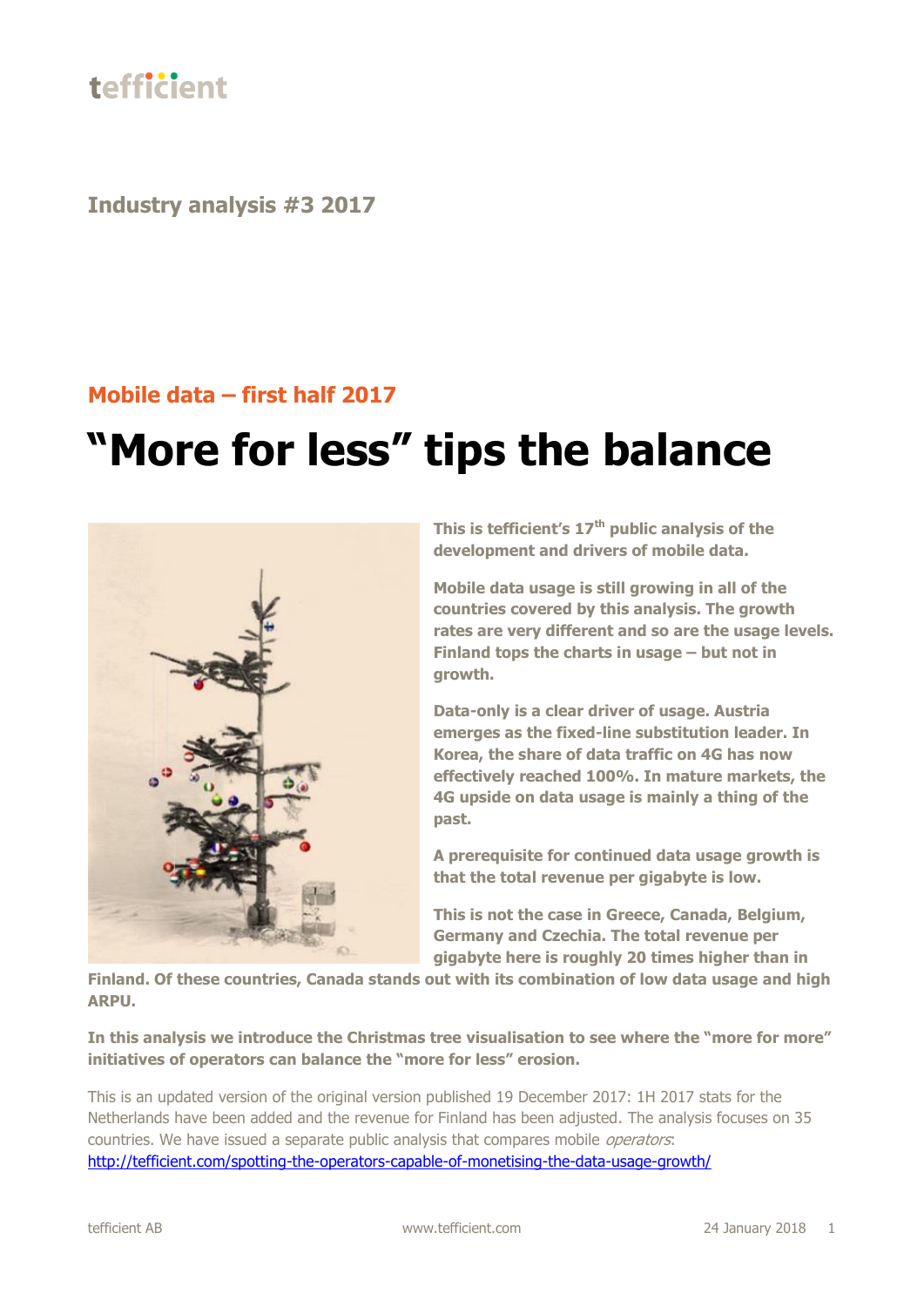tefficient

## Industry analysis #3 2017

### Mobile data – first half 2017

# "More for less" tips the balance

**This is tefficient's 17th public analysis of the development and drivers of mobile data.**

**Mobile data usage is still growing in all of the countries covered by this analysis. The growth rates are very different and so are the usage levels. Finland tops the charts in usage – but not in growth.**

**Data-only is a clear driver of usage. Austria emerges as the fixed-line substitution leader. In Korea, the share of data traffic on 4G has now effectively reached 100%. In mature markets, the 4G upside on data usage is mainly a thing of the past.**

**A prerequisite for continued data usage growth is that the total revenue per gigabyte is low.**

**This is not the case in Greece, Canada, Belgium, Germany and Czechia. The total revenue per gigabyte here is roughly 20 times higher than in Finland. Of these countries, Canada stands out with its combination of low data usage and high ARPU.**

**In this analysis we introduce the Christmas tree visualisation to see where the "more for more" initiatives of operators can balance the "more for less" erosion.**

This is an updated version of the original version published 19 December 2017: 1H 2017 stats for the Netherlands have been added and the revenue for Finland has been adjusted. The analysis focuses on 35 countries. We have issued a separate public analysis that compares mobile *operators*: http://tefficient.com/spotting-the-operators-capable-of-monetising-the-data-usage-growth/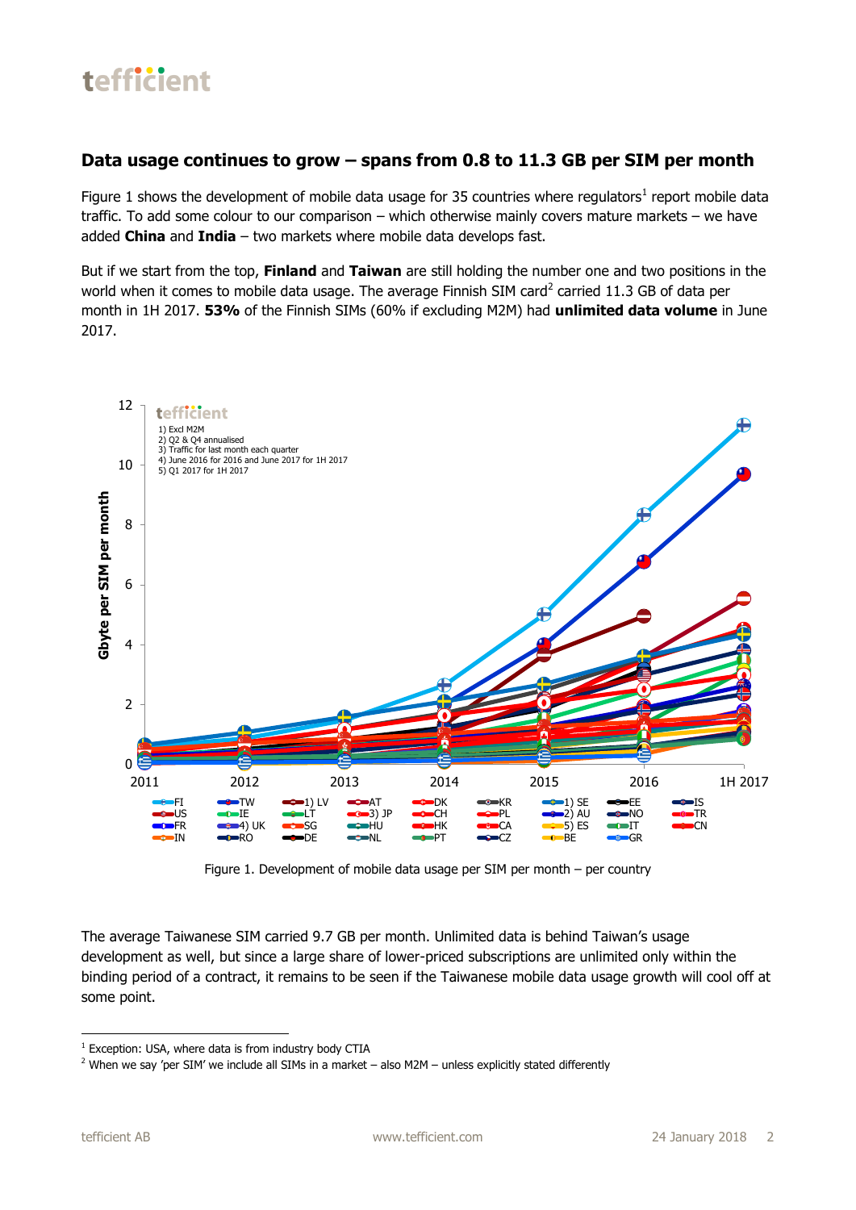## Data usage continues to grow – spans from 0.8 to 11.3 GB per SIM per month

Figure 1 shows the development of mobile data usage for 35 countries where regulators[1] report mobile data traffic. To add some colour to our comparison – which otherwise mainly covers mature markets – we have added **China** and **India** – two markets where mobile data develops fast.

But if we start from the top, **Finland** and **Taiwan** are still holding the number one and two positions in the world when it comes to mobile data usage. The average Finnish SIM card[2] carried 11.3 GB of data per month in 1H 2017. **53%** of the Finnish SIMs (60% if excluding M2M) had **unlimited data volume** in June 2017.

Figure 1. Development of mobile data usage per SIM per month – per country

The average Taiwanese SIM carried 9.7 GB per month. Unlimited data is behind Taiwan's usage development as well, but since a large share of lower-priced subscriptions are unlimited only within the binding period of a contract, it remains to be seen if the Taiwanese mobile data usage growth will cool off at some point.

[1] Exception: USA, where data is from industry body CTIA

[2] When we say 'per SIM' we include all SIMs in a market – also M2M – unless explicitly stated differently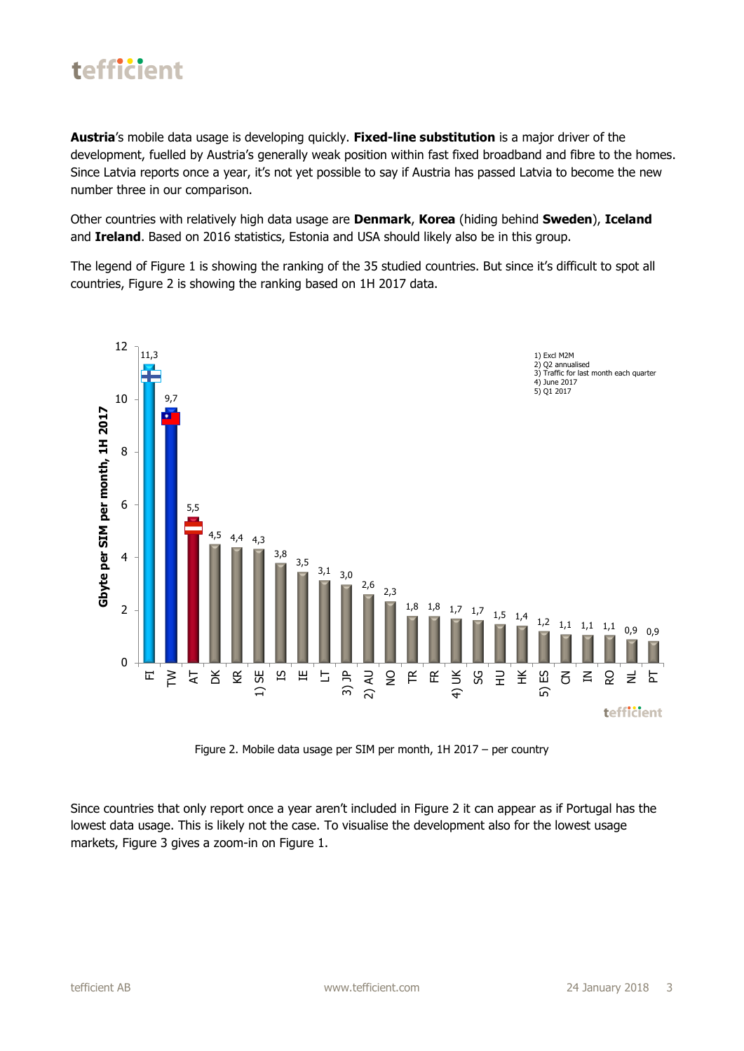**Austria**'s mobile data usage is developing quickly. **Fixed-line substitution** is a major driver of the development, fuelled by Austria's generally weak position within fast fixed broadband and fibre to the homes. Since Latvia reports once a year, it's not yet possible to say if Austria has passed Latvia to become the new number three in our comparison.

Other countries with relatively high data usage are **Denmark**, **Korea** (hiding behind **Sweden**), **Iceland** and **Ireland**. Based on 2016 statistics, Estonia and USA should likely also be in this group.

The legend of Figure 1 is showing the ranking of the 35 studied countries. But since it's difficult to spot all countries, Figure 2 is showing the ranking based on 1H 2017 data.

| Country | Gbyte per SIM per month, 1H 2017 |
|---|---|
| FI | 11,3 |
| TW | 9,7 |
| AT | 5,5 |
| DK | 4,5 |
| KR | 4,4 |
| 1) SE | 4,3 |
| IS | 3,8 |
| IE | 3,5 |
| LT | 3,1 |
| 3) JP | 3,0 |
| 2) AU | 2,6 |
| NO | 2,3 |
| TR | 1,8 |
| FR | 1,8 |
| 4) UK | 1,7 |
| SG | 1,7 |
| HU | 1,5 |
| HK | 1,4 |
| 5) ES | 1,2 |
| CN | 1,1 |
| IN | 1,1 |
| RO | 1,1 |
| NL | 0,9 |
| PT | 0,9 |

1) Excl M2M
2) Q2 annualised
3) Traffic for last month each quarter
4) June 2017
5) Q1 2017

Figure 2. Mobile data usage per SIM per month, 1H 2017 – per country

Since countries that only report once a year aren't included in Figure 2 it can appear as if Portugal has the lowest data usage. This is likely not the case. To visualise the development also for the lowest usage markets, Figure 3 gives a zoom-in on Figure 1.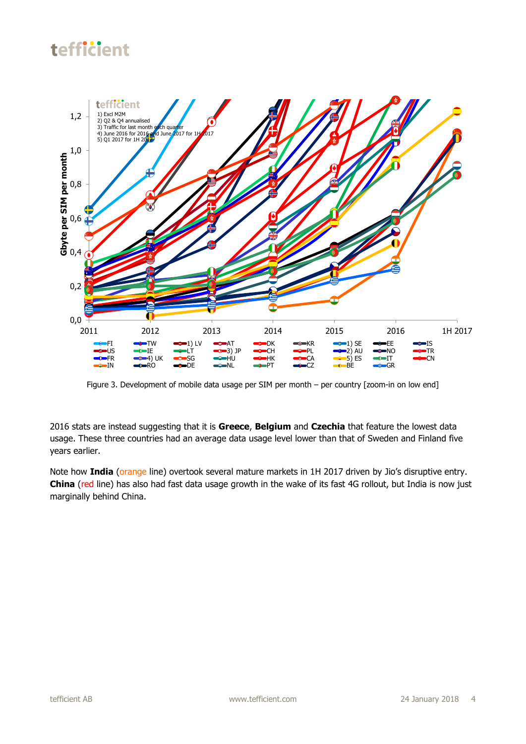Figure 3. Development of mobile data usage per SIM per month – per country [zoom-in on low end]

2016 stats are instead suggesting that it is **Greece**, **Belgium** and **Czechia** that feature the lowest data usage. These three countries had an average data usage level lower than that of Sweden and Finland five years earlier.

Note how **India** (orange line) overtook several mature markets in 1H 2017 driven by Jio's disruptive entry. **China** (red line) has also had fast data usage growth in the wake of its fast 4G rollout, but India is now just marginally behind China.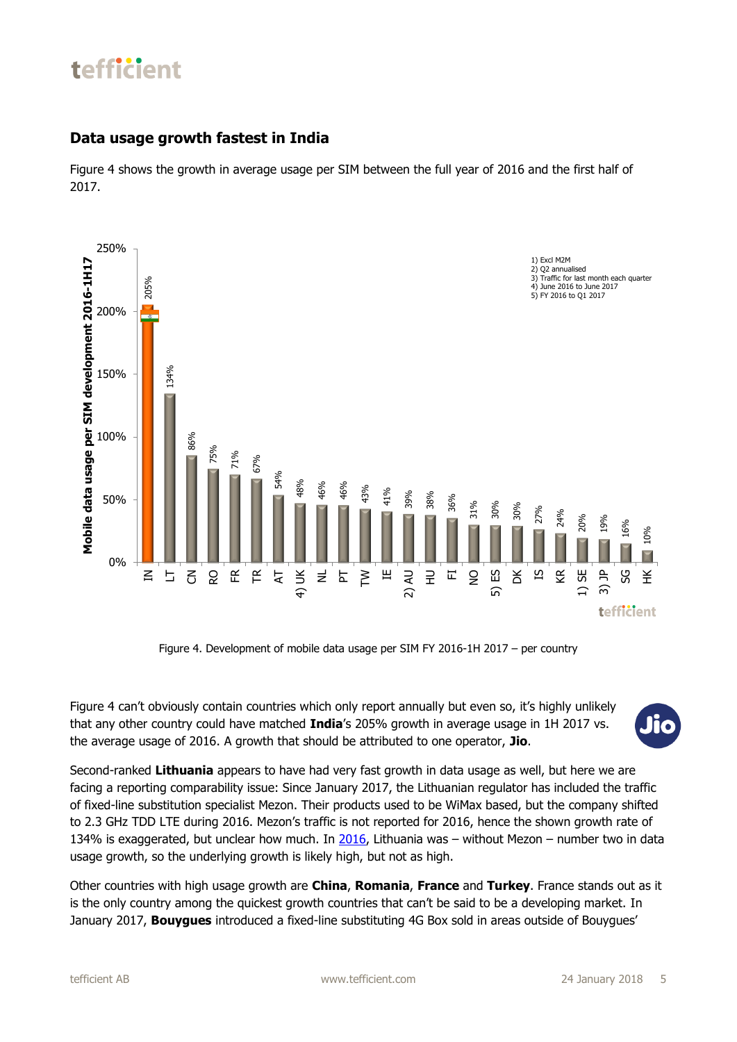## Data usage growth fastest in India

Figure 4 shows the growth in average usage per SIM between the full year of 2016 and the first half of 2017.

| Country | Mobile data usage per SIM development 2016-1H17 |
|---|---|
| IN | 205% |
| LT | 134% |
| CN | 86% |
| RO | 75% |
| FR | 71% |
| TR | 67% |
| AT | 54% |
| 4) UK | 48% |
| NL | 46% |
| PT | 46% |
| TW | 43% |
| IE | 41% |
| 2) AU | 39% |
| HU | 38% |
| FI | 36% |
| NO | 31% |
| 5) ES | 30% |
| DK | 30% |
| IS | 27% |
| KR | 24% |
| 1) SE | 20% |
| 3) JP | 19% |
| SG | 16% |
| HK | 10% |

1) Excl M2M
2) Q2 annualised
3) Traffic for last month each quarter
4) June 2016 to June 2017
5) FY 2016 to Q1 2017

Figure 4. Development of mobile data usage per SIM FY 2016-1H 2017 – per country

Figure 4 can't obviously contain countries which only report annually but even so, it's highly unlikely that any other country could have matched **India**'s 205% growth in average usage in 1H 2017 vs. the average usage of 2016. A growth that should be attributed to one operator, **Jio**.

Second-ranked **Lithuania** appears to have had very fast growth in data usage as well, but here we are facing a reporting comparability issue: Since January 2017, the Lithuanian regulator has included the traffic of fixed-line substitution specialist Mezon. Their products used to be WiMax based, but the company shifted to 2.3 GHz TDD LTE during 2016. Mezon's traffic is not reported for 2016, hence the shown growth rate of 134% is exaggerated, but unclear how much. In 2016, Lithuania was – without Mezon – number two in data usage growth, so the underlying growth is likely high, but not as high.

Other countries with high usage growth are **China**, **Romania**, **France** and **Turkey**. France stands out as it is the only country among the quickest growth countries that can't be said to be a developing market. In January 2017, **Bouygues** introduced a fixed-line substituting 4G Box sold in areas outside of Bouygues'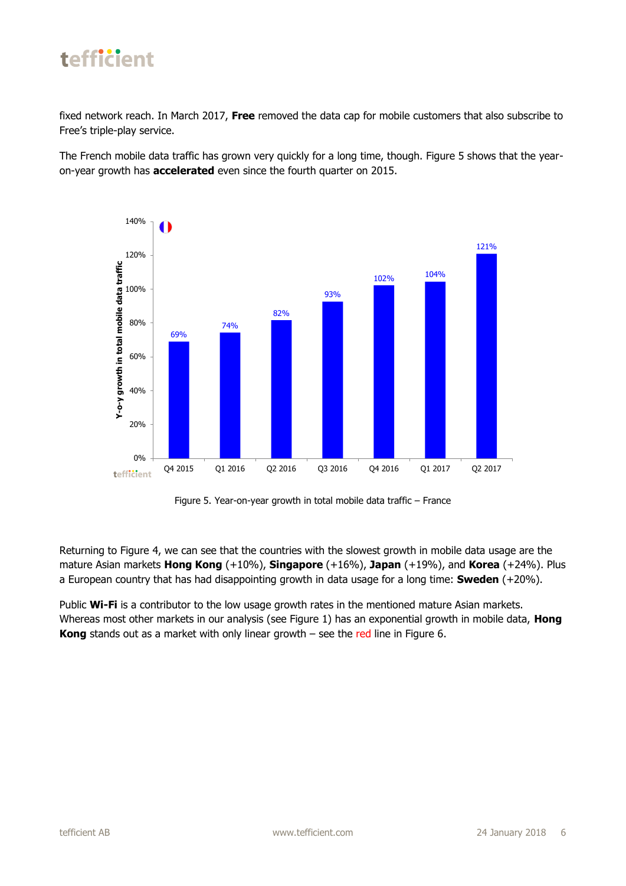fixed network reach. In March 2017, **Free** removed the data cap for mobile customers that also subscribe to Free's triple-play service.

The French mobile data traffic has grown very quickly for a long time, though. Figure 5 shows that the year-on-year growth has **accelerated** even since the fourth quarter on 2015.

Figure 5. Year-on-year growth in total mobile data traffic – France

Returning to Figure 4, we can see that the countries with the slowest growth in mobile data usage are the mature Asian markets **Hong Kong** (+10%), **Singapore** (+16%), **Japan** (+19%), and **Korea** (+24%). Plus a European country that has had disappointing growth in data usage for a long time: **Sweden** (+20%).

Public **Wi-Fi** is a contributor to the low usage growth rates in the mentioned mature Asian markets. Whereas most other markets in our analysis (see Figure 1) has an exponential growth in mobile data, **Hong Kong** stands out as a market with only linear growth – see the red line in Figure 6.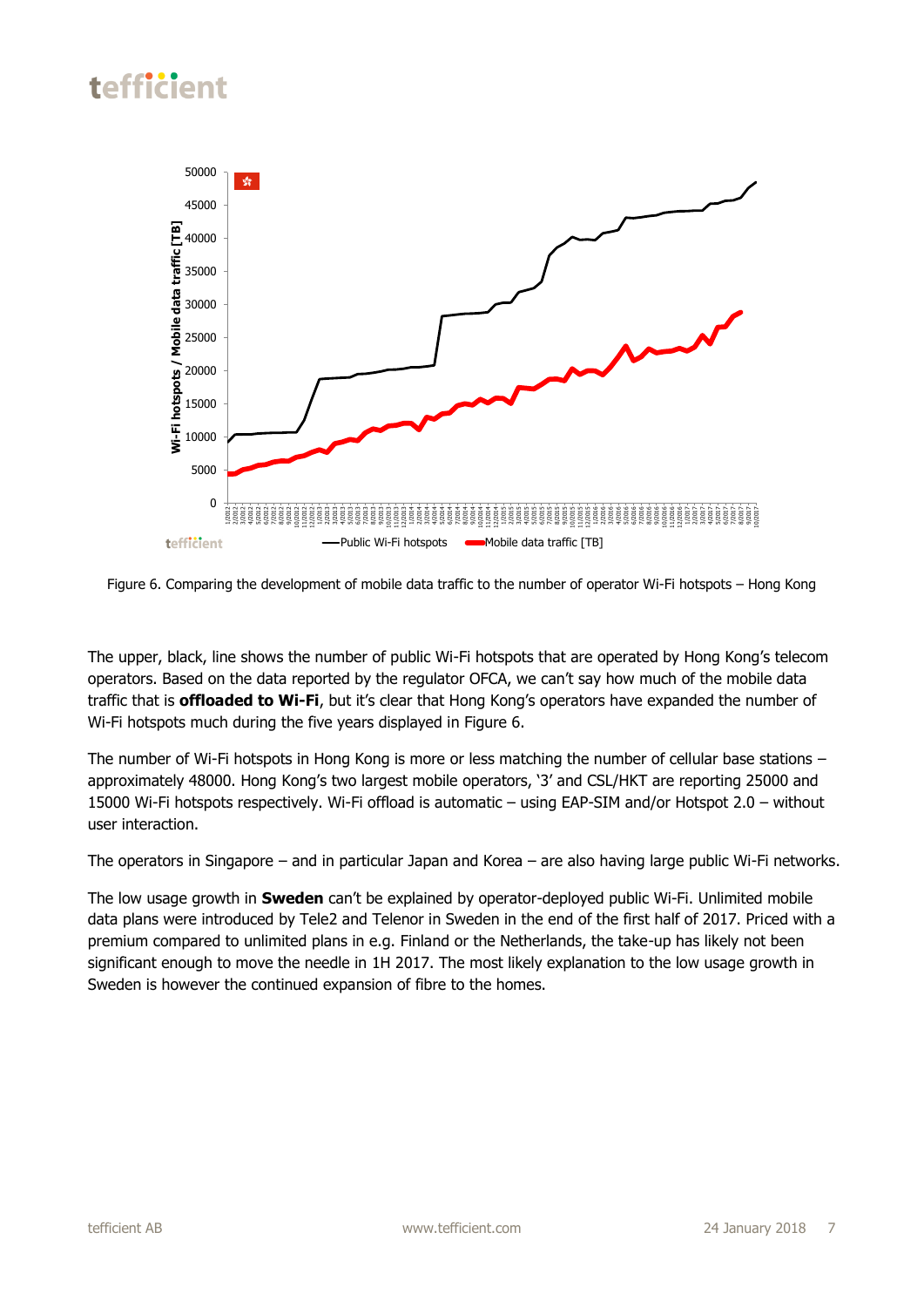Figure 6. Comparing the development of mobile data traffic to the number of operator Wi-Fi hotspots – Hong Kong

The upper, black, line shows the number of public Wi-Fi hotspots that are operated by Hong Kong's telecom operators. Based on the data reported by the regulator OFCA, we can't say how much of the mobile data traffic that is **offloaded to Wi-Fi**, but it's clear that Hong Kong's operators have expanded the number of Wi-Fi hotspots much during the five years displayed in Figure 6.

The number of Wi-Fi hotspots in Hong Kong is more or less matching the number of cellular base stations – approximately 48000. Hong Kong's two largest mobile operators, '3' and CSL/HKT are reporting 25000 and 15000 Wi-Fi hotspots respectively. Wi-Fi offload is automatic – using EAP-SIM and/or Hotspot 2.0 – without user interaction.

The operators in Singapore – and in particular Japan and Korea – are also having large public Wi-Fi networks.

The low usage growth in **Sweden** can't be explained by operator-deployed public Wi-Fi. Unlimited mobile data plans were introduced by Tele2 and Telenor in Sweden in the end of the first half of 2017. Priced with a premium compared to unlimited plans in e.g. Finland or the Netherlands, the take-up has likely not been significant enough to move the needle in 1H 2017. The most likely explanation to the low usage growth in Sweden is however the continued expansion of fibre to the homes.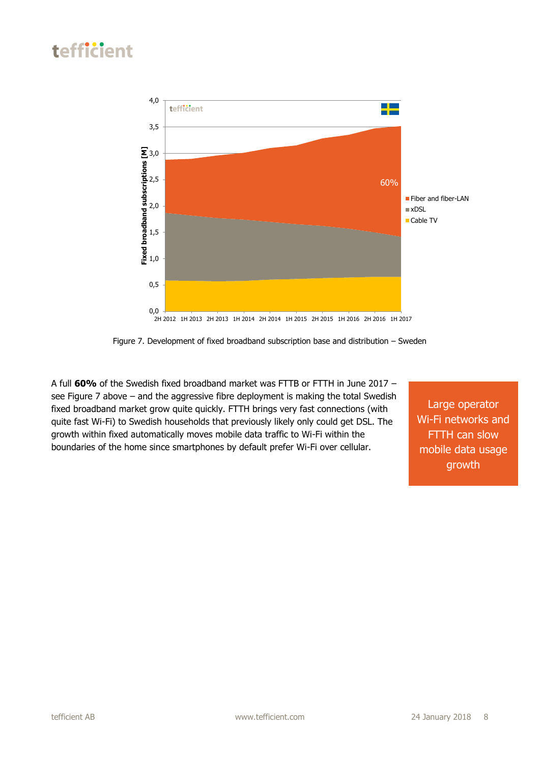Figure 7. Development of fixed broadband subscription base and distribution – Sweden

A full **60%** of the Swedish fixed broadband market was FTTB or FTTH in June 2017 – see Figure 7 above – and the aggressive fibre deployment is making the total Swedish fixed broadband market grow quite quickly. FTTH brings very fast connections (with quite fast Wi-Fi) to Swedish households that previously likely only could get DSL. The growth within fixed automatically moves mobile data traffic to Wi-Fi within the boundaries of the home since smartphones by default prefer Wi-Fi over cellular.

Large operator Wi-Fi networks and FTTH can slow mobile data usage growth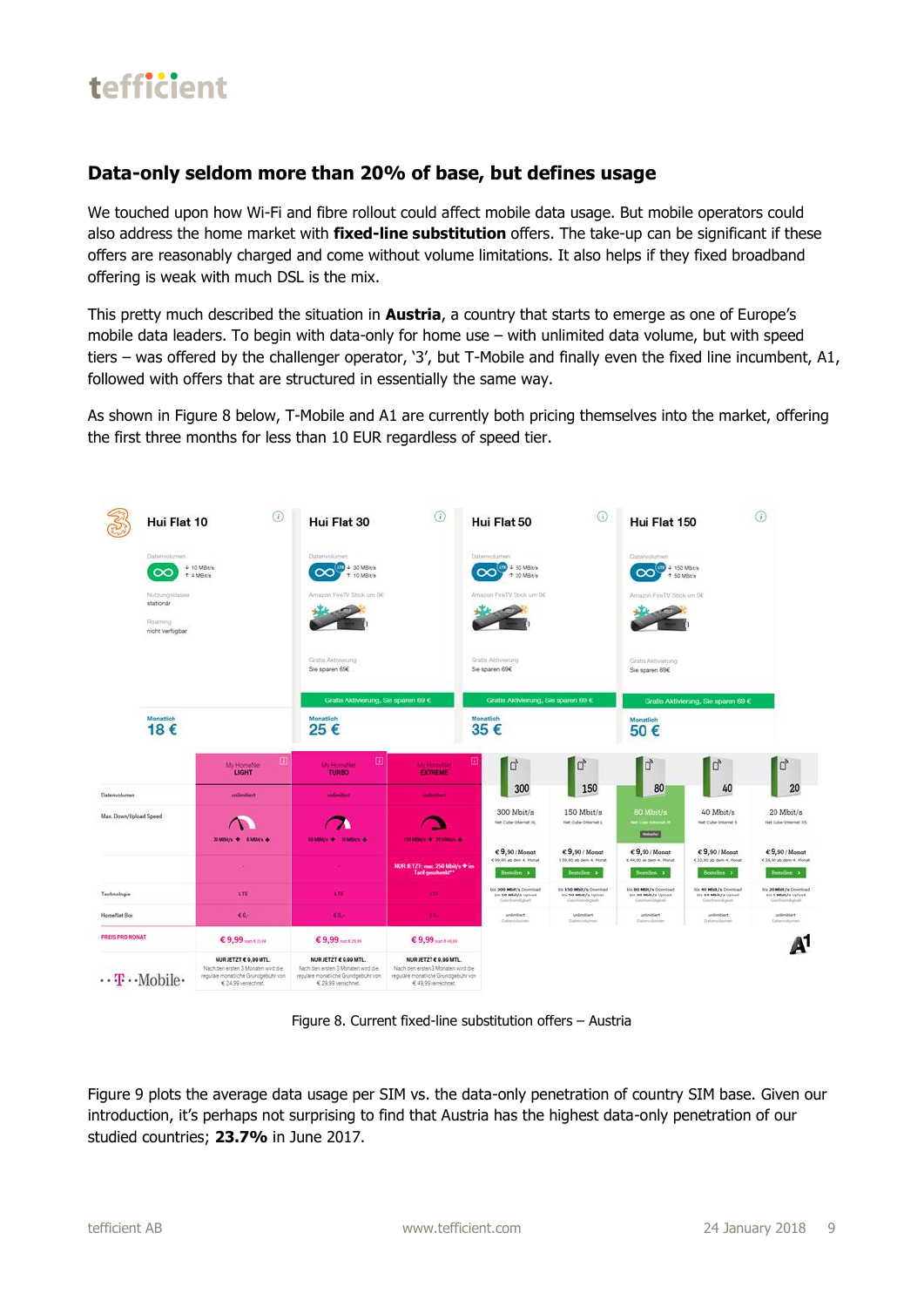## Data-only seldom more than 20% of base, but defines usage

We touched upon how Wi-Fi and fibre rollout could affect mobile data usage. But mobile operators could also address the home market with **fixed-line substitution** offers. The take-up can be significant if these offers are reasonably charged and come without volume limitations. It also helps if they fixed broadband offering is weak with much DSL is the mix.

This pretty much described the situation in **Austria**, a country that starts to emerge as one of Europe's mobile data leaders. To begin with data-only for home use – with unlimited data volume, but with speed tiers – was offered by the challenger operator, '3', but T-Mobile and finally even the fixed line incumbent, A1, followed with offers that are structured in essentially the same way.

As shown in Figure 8 below, T-Mobile and A1 are currently both pricing themselves into the market, offering the first three months for less than 10 EUR regardless of speed tier.

Figure 8. Current fixed-line substitution offers – Austria

Figure 9 plots the average data usage per SIM vs. the data-only penetration of country SIM base. Given our introduction, it's perhaps not surprising to find that Austria has the highest data-only penetration of our studied countries; **23.7%** in June 2017.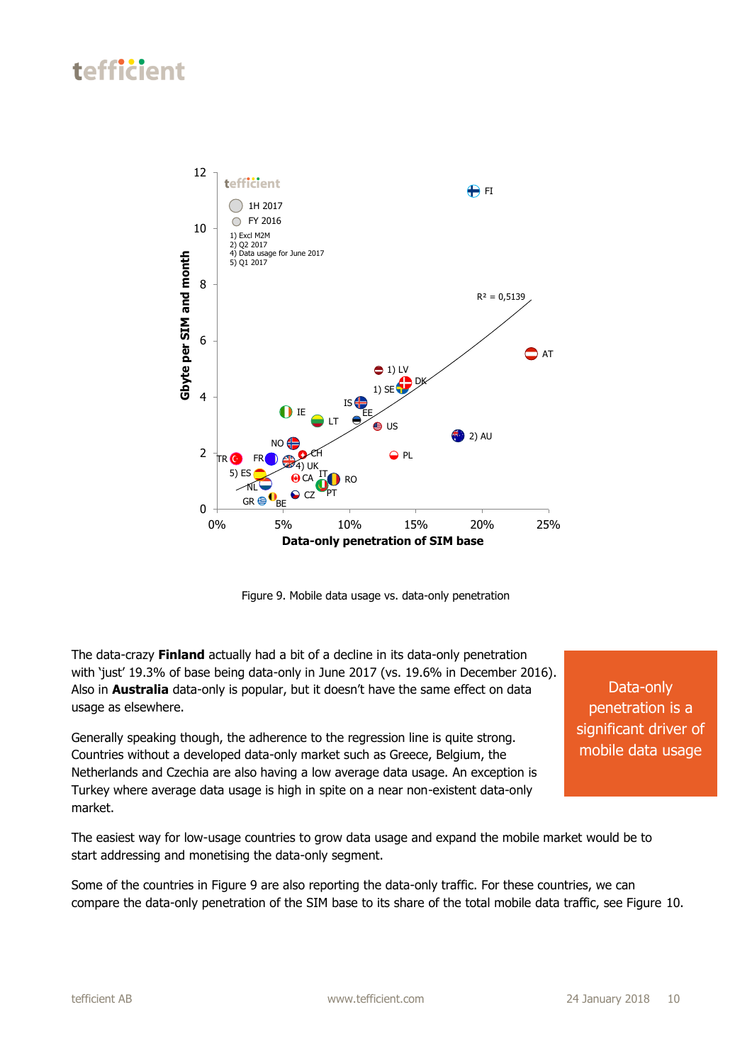Figure 9. Mobile data usage vs. data-only penetration

The data-crazy **Finland** actually had a bit of a decline in its data-only penetration with 'just' 19.3% of base being data-only in June 2017 (vs. 19.6% in December 2016). Also in **Australia** data-only is popular, but it doesn't have the same effect on data usage as elsewhere.

Data-only penetration is a significant driver of mobile data usage

Generally speaking though, the adherence to the regression line is quite strong. Countries without a developed data-only market such as Greece, Belgium, the Netherlands and Czechia are also having a low average data usage. An exception is Turkey where average data usage is high in spite on a near non-existent data-only market.

The easiest way for low-usage countries to grow data usage and expand the mobile market would be to start addressing and monetising the data-only segment.

Some of the countries in Figure 9 are also reporting the data-only traffic. For these countries, we can compare the data-only penetration of the SIM base to its share of the total mobile data traffic, see Figure 10.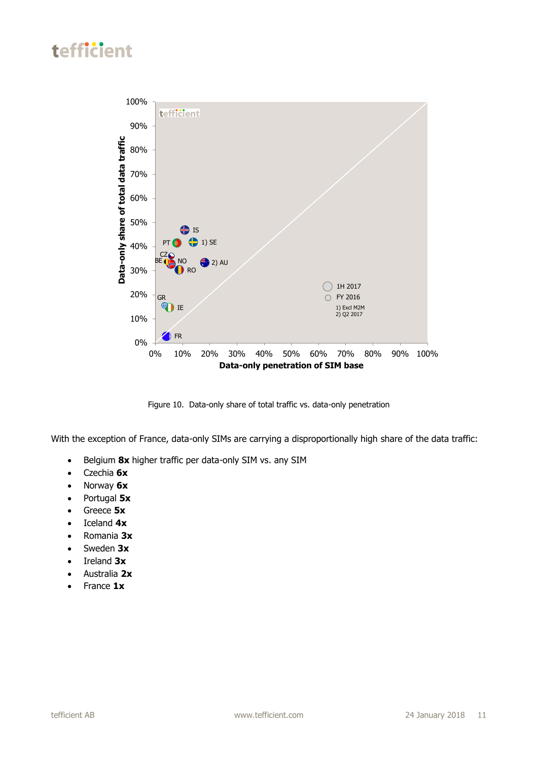Figure 10. Data-only share of total traffic vs. data-only penetration

With the exception of France, data-only SIMs are carrying a disproportionally high share of the data traffic:

- Belgium **8x** higher traffic per data-only SIM vs. any SIM
- Czechia **6x**
- Norway **6x**
- Portugal **5x**
- Greece **5x**
- Iceland **4x**
- Romania **3x**
- Sweden **3x**
- Ireland **3x**
- Australia **2x**
- France **1x**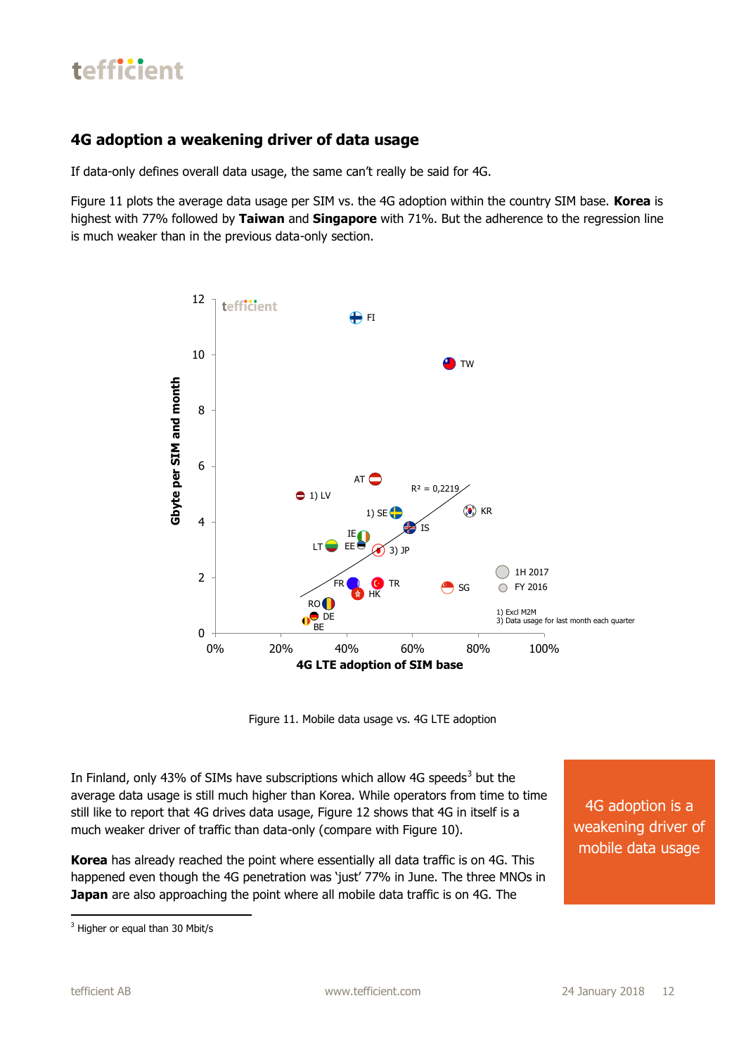## 4G adoption a weakening driver of data usage

If data-only defines overall data usage, the same can't really be said for 4G.

Figure 11 plots the average data usage per SIM vs. the 4G adoption within the country SIM base. **Korea** is highest with 77% followed by **Taiwan** and **Singapore** with 71%. But the adherence to the regression line is much weaker than in the previous data-only section.

Figure 11. Mobile data usage vs. 4G LTE adoption

In Finland, only 43% of SIMs have subscriptions which allow 4G speeds[3] but the average data usage is still much higher than Korea. While operators from time to time still like to report that 4G drives data usage, Figure 12 shows that 4G in itself is a much weaker driver of traffic than data-only (compare with Figure 10).

4G adoption is a weakening driver of mobile data usage

**Korea** has already reached the point where essentially all data traffic is on 4G. This happened even though the 4G penetration was 'just' 77% in June. The three MNOs in **Japan** are also approaching the point where all mobile data traffic is on 4G. The

[3] Higher or equal than 30 Mbit/s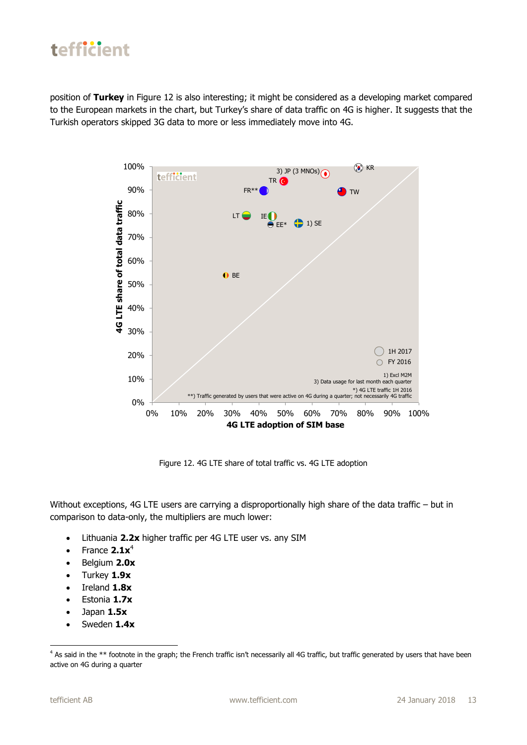position of **Turkey** in Figure 12 is also interesting; it might be considered as a developing market compared to the European markets in the chart, but Turkey's share of data traffic on 4G is higher. It suggests that the Turkish operators skipped 3G data to more or less immediately move into 4G.

Figure 12. 4G LTE share of total traffic vs. 4G LTE adoption

Without exceptions, 4G LTE users are carrying a disproportionally high share of the data traffic – but in comparison to data-only, the multipliers are much lower:

- Lithuania **2.2x** higher traffic per 4G LTE user vs. any SIM
- France **2.1x**[4]
- Belgium **2.0x**
- Turkey **1.9x**
- Ireland **1.8x**
- Estonia **1.7x**
- Japan **1.5x**
- Sweden **1.4x**

[4] As said in the ** footnote in the graph; the French traffic isn't necessarily all 4G traffic, but traffic generated by users that have been active on 4G during a quarter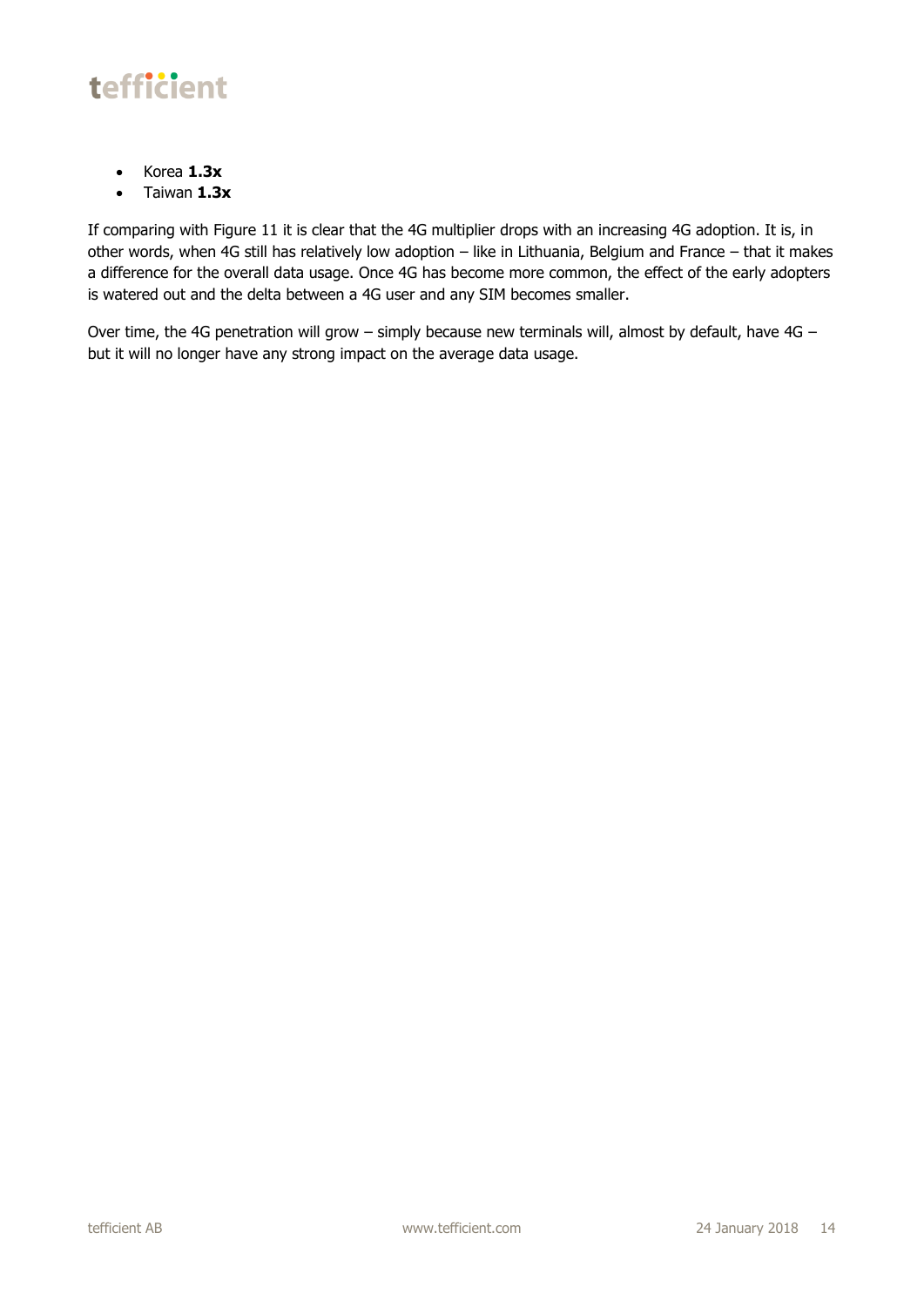- Korea **1.3x**
- Taiwan **1.3x**

If comparing with Figure 11 it is clear that the 4G multiplier drops with an increasing 4G adoption. It is, in other words, when 4G still has relatively low adoption – like in Lithuania, Belgium and France – that it makes a difference for the overall data usage. Once 4G has become more common, the effect of the early adopters is watered out and the delta between a 4G user and any SIM becomes smaller.

Over time, the 4G penetration will grow – simply because new terminals will, almost by default, have 4G – but it will no longer have any strong impact on the average data usage.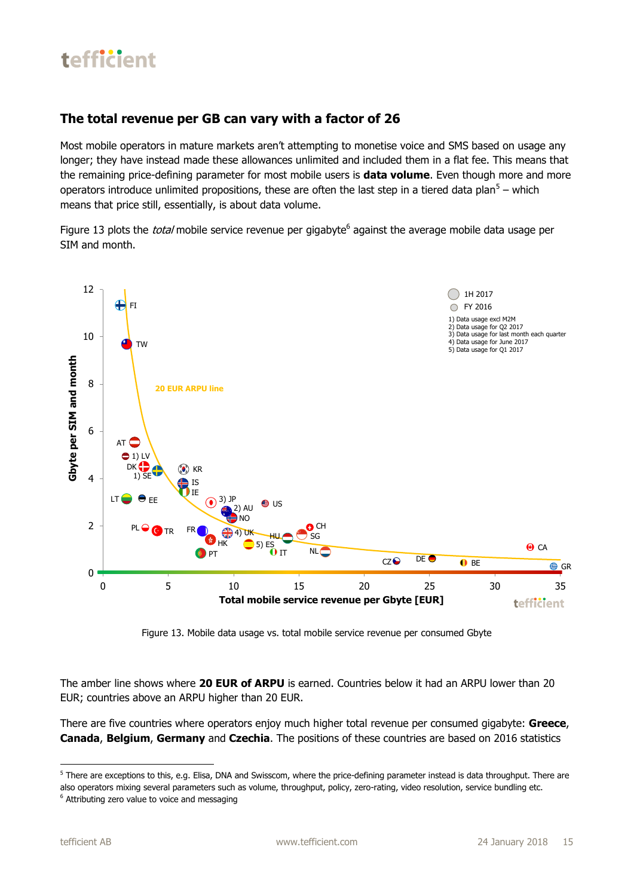## The total revenue per GB can vary with a factor of 26

Most mobile operators in mature markets aren't attempting to monetise voice and SMS based on usage any longer; they have instead made these allowances unlimited and included them in a flat fee. This means that the remaining price-defining parameter for most mobile users is **data volume**. Even though more and more operators introduce unlimited propositions, these are often the last step in a tiered data plan[5] – which means that price still, essentially, is about data volume.

Figure 13 plots the *total* mobile service revenue per gigabyte[6] against the average mobile data usage per SIM and month.

Figure 13. Mobile data usage vs. total mobile service revenue per consumed Gbyte

The amber line shows where **20 EUR of ARPU** is earned. Countries below it had an ARPU lower than 20 EUR; countries above an ARPU higher than 20 EUR.

There are five countries where operators enjoy much higher total revenue per consumed gigabyte: **Greece**, **Canada**, **Belgium**, **Germany** and **Czechia**. The positions of these countries are based on 2016 statistics

[5] There are exceptions to this, e.g. Elisa, DNA and Swisscom, where the price-defining parameter instead is data throughput. There are also operators mixing several parameters such as volume, throughput, policy, zero-rating, video resolution, service bundling etc.

[6] Attributing zero value to voice and messaging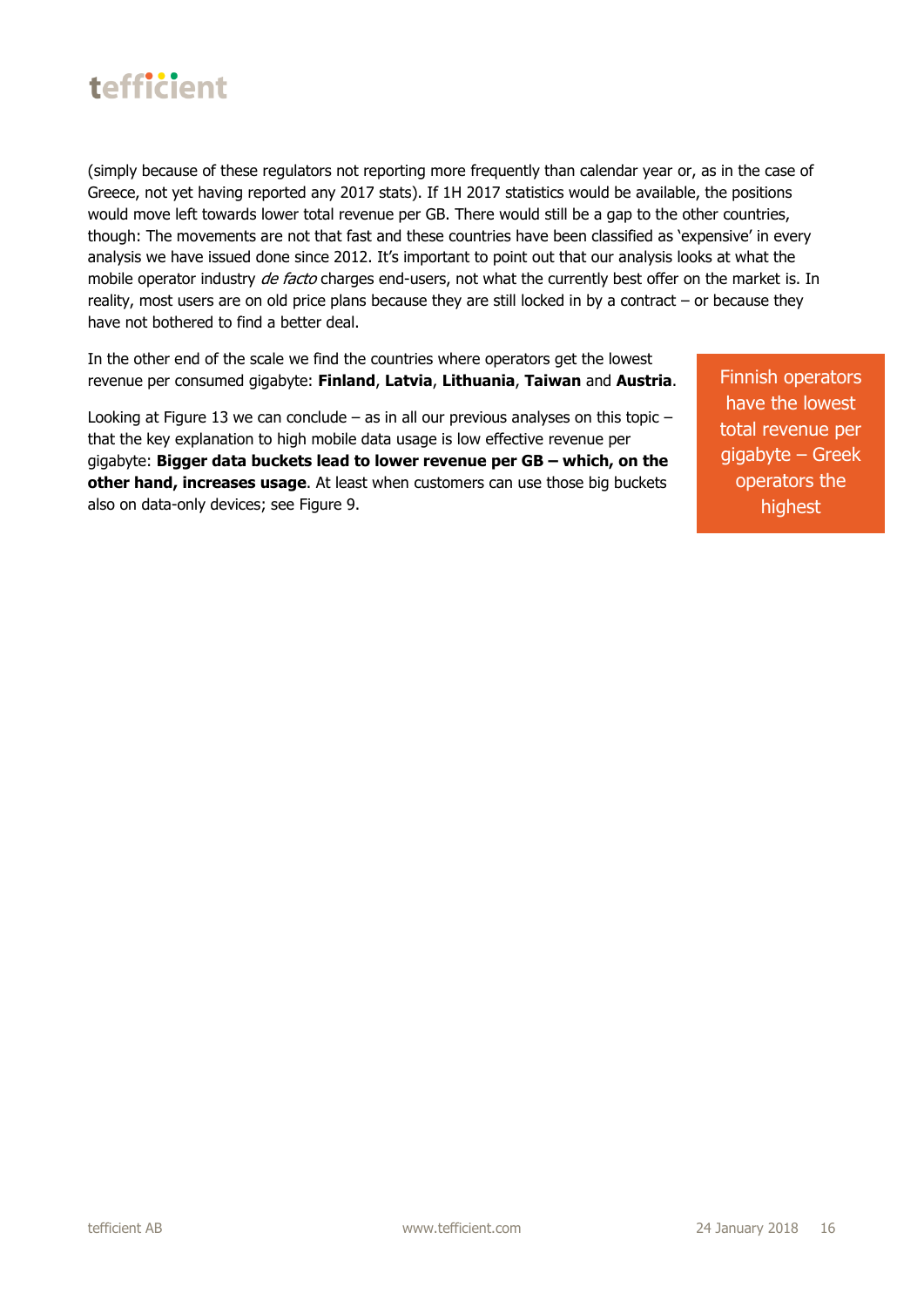(simply because of these regulators not reporting more frequently than calendar year or, as in the case of Greece, not yet having reported any 2017 stats). If 1H 2017 statistics would be available, the positions would move left towards lower total revenue per GB. There would still be a gap to the other countries, though: The movements are not that fast and these countries have been classified as 'expensive' in every analysis we have issued done since 2012. It's important to point out that our analysis looks at what the mobile operator industry *de facto* charges end-users, not what the currently best offer on the market is. In reality, most users are on old price plans because they are still locked in by a contract – or because they have not bothered to find a better deal.

In the other end of the scale we find the countries where operators get the lowest revenue per consumed gigabyte: **Finland**, **Latvia**, **Lithuania**, **Taiwan** and **Austria**.

> Finnish operators have the lowest total revenue per gigabyte – Greek operators the highest

Looking at Figure 13 we can conclude – as in all our previous analyses on this topic – that the key explanation to high mobile data usage is low effective revenue per gigabyte: **Bigger data buckets lead to lower revenue per GB – which, on the other hand, increases usage**. At least when customers can use those big buckets also on data-only devices; see Figure 9.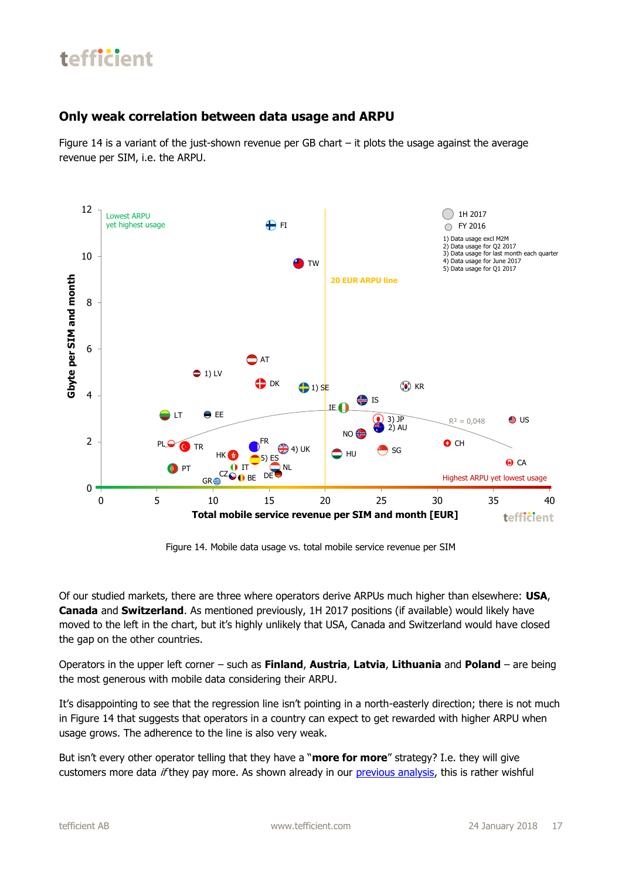## Only weak correlation between data usage and ARPU

Figure 14 is a variant of the just-shown revenue per GB chart – it plots the usage against the average revenue per SIM, i.e. the ARPU.

Figure 14. Mobile data usage vs. total mobile service revenue per SIM

Of our studied markets, there are three where operators derive ARPUs much higher than elsewhere: **USA**, **Canada** and **Switzerland**. As mentioned previously, 1H 2017 positions (if available) would likely have moved to the left in the chart, but it's highly unlikely that USA, Canada and Switzerland would have closed the gap on the other countries.

Operators in the upper left corner – such as **Finland**, **Austria**, **Latvia**, **Lithuania** and **Poland** – are being the most generous with mobile data considering their ARPU.

It's disappointing to see that the regression line isn't pointing in a north-easterly direction; there is not much in Figure 14 that suggests that operators in a country can expect to get rewarded with higher ARPU when usage grows. The adherence to the line is also very weak.

But isn't every other operator telling that they have a "**more for more**" strategy? I.e. they will give customers more data *if* they pay more. As shown already in our previous analysis, this is rather wishful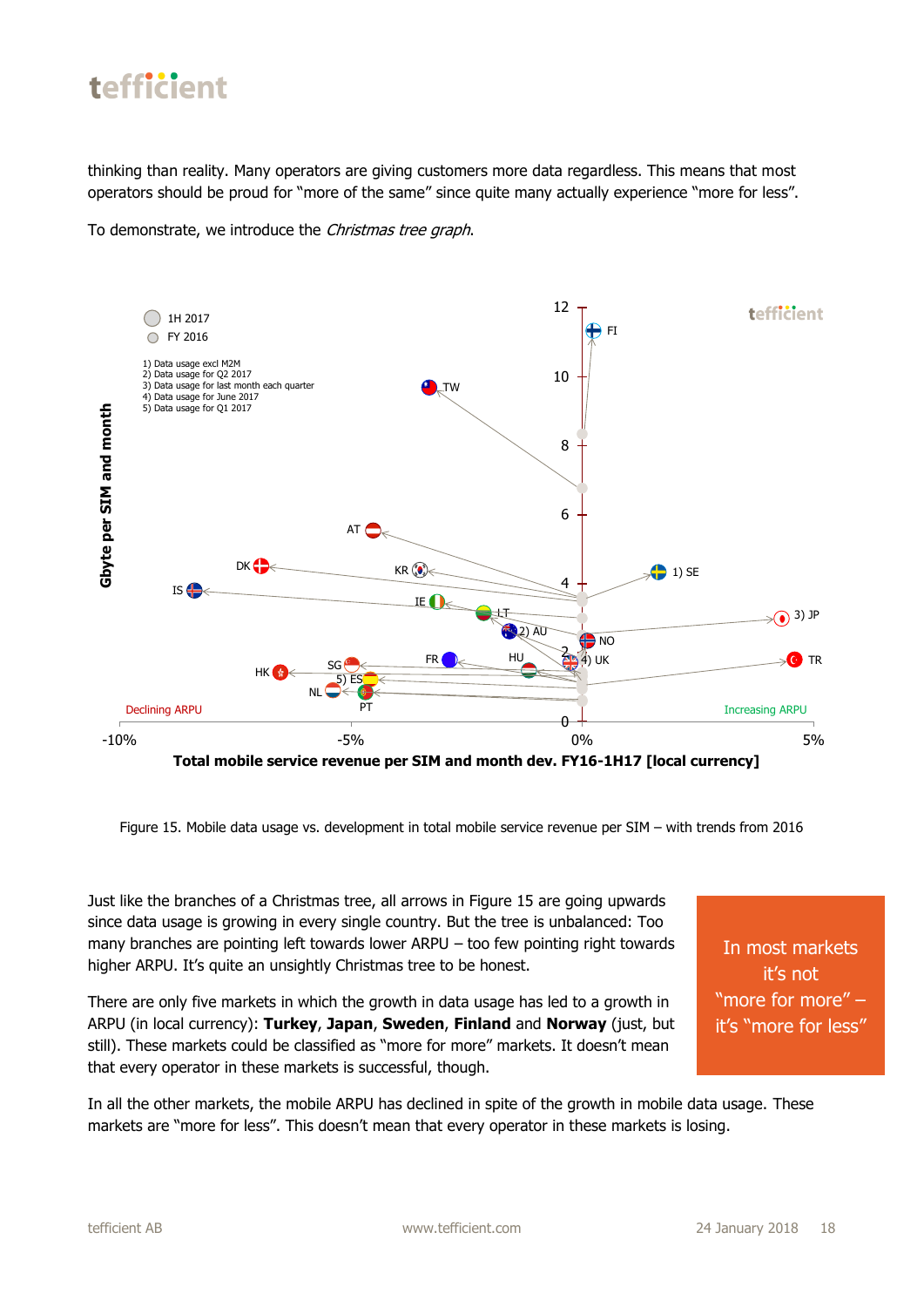thinking than reality. Many operators are giving customers more data regardless. This means that most operators should be proud for "more of the same" since quite many actually experience "more for less".

To demonstrate, we introduce the *Christmas tree graph*.

Figure 15. Mobile data usage vs. development in total mobile service revenue per SIM – with trends from 2016

Just like the branches of a Christmas tree, all arrows in Figure 15 are going upwards since data usage is growing in every single country. But the tree is unbalanced: Too many branches are pointing left towards lower ARPU – too few pointing right towards higher ARPU. It's quite an unsightly Christmas tree to be honest.

There are only five markets in which the growth in data usage has led to a growth in ARPU (in local currency): **Turkey**, **Japan**, **Sweden**, **Finland** and **Norway** (just, but still). These markets could be classified as "more for more" markets. It doesn't mean that every operator in these markets is successful, though.

> In most markets it's not "more for more" – it's "more for less"

In all the other markets, the mobile ARPU has declined in spite of the growth in mobile data usage. These markets are "more for less". This doesn't mean that every operator in these markets is losing.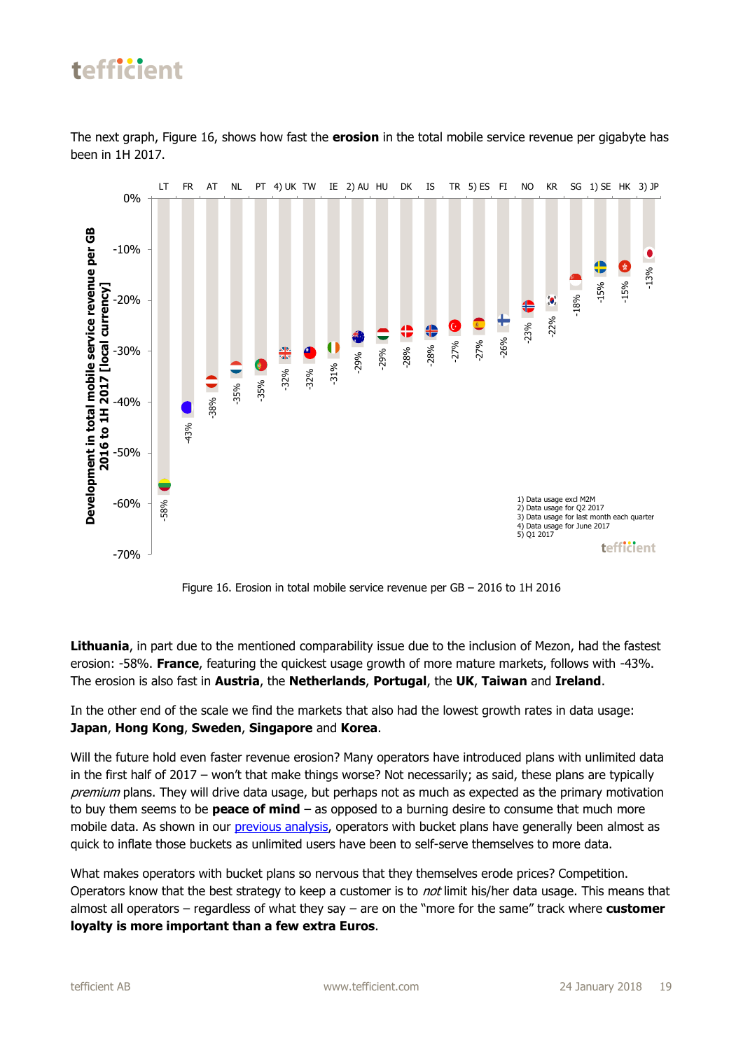The next graph, Figure 16, shows how fast the **erosion** in the total mobile service revenue per gigabyte has been in 1H 2017.

Development in total mobile service revenue per GB 2016 to 1H 2017 [local currency]

| LT | FR | AT | NL | PT | 4) UK | TW | IE | 2) AU | HU | DK | IS | TR | 5) ES | FI | NO | KR | SG | 1) SE | HK | 3) JP |
|---|---|---|---|---|---|---|---|---|---|---|---|---|---|---|---|---|---|---|---|---|
| -58% | -43% | -38% | -35% | -35% | -32% | -32% | -31% | -29% | -29% | -28% | -28% | -27% | -27% | -26% | -23% | -22% | -18% | -15% | -15% | -13% |

1) Data usage excl M2M
2) Data usage for Q2 2017
3) Data usage for last month each quarter
4) Data usage for June 2017
5) Q1 2017

Figure 16. Erosion in total mobile service revenue per GB – 2016 to 1H 2016

**Lithuania**, in part due to the mentioned comparability issue due to the inclusion of Mezon, had the fastest erosion: -58%. **France**, featuring the quickest usage growth of more mature markets, follows with -43%. The erosion is also fast in **Austria**, the **Netherlands**, **Portugal**, the **UK**, **Taiwan** and **Ireland**.

In the other end of the scale we find the markets that also had the lowest growth rates in data usage: **Japan**, **Hong Kong**, **Sweden**, **Singapore** and **Korea**.

Will the future hold even faster revenue erosion? Many operators have introduced plans with unlimited data in the first half of 2017 – won't that make things worse? Not necessarily; as said, these plans are typically *premium* plans. They will drive data usage, but perhaps not as much as expected as the primary motivation to buy them seems to be **peace of mind** – as opposed to a burning desire to consume that much more mobile data. As shown in our previous analysis, operators with bucket plans have generally been almost as quick to inflate those buckets as unlimited users have been to self-serve themselves to more data.

What makes operators with bucket plans so nervous that they themselves erode prices? Competition. Operators know that the best strategy to keep a customer is to *not* limit his/her data usage. This means that almost all operators – regardless of what they say – are on the "more for the same" track where **customer loyalty is more important than a few extra Euros**.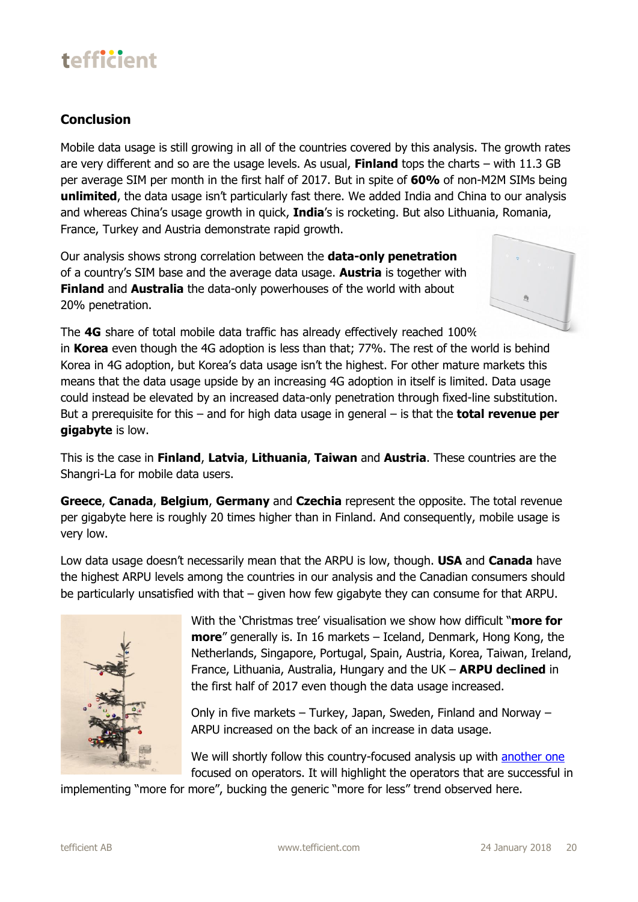## Conclusion

Mobile data usage is still growing in all of the countries covered by this analysis. The growth rates are very different and so are the usage levels. As usual, **Finland** tops the charts – with 11.3 GB per average SIM per month in the first half of 2017. But in spite of **60%** of non-M2M SIMs being **unlimited**, the data usage isn't particularly fast there. We added India and China to our analysis and whereas China's usage growth in quick, **India**'s is rocketing. But also Lithuania, Romania, France, Turkey and Austria demonstrate rapid growth.

Our analysis shows strong correlation between the **data-only penetration** of a country's SIM base and the average data usage. **Austria** is together with **Finland** and **Australia** the data-only powerhouses of the world with about 20% penetration.

The **4G** share of total mobile data traffic has already effectively reached 100% in **Korea** even though the 4G adoption is less than that; 77%. The rest of the world is behind Korea in 4G adoption, but Korea's data usage isn't the highest. For other mature markets this means that the data usage upside by an increasing 4G adoption in itself is limited. Data usage could instead be elevated by an increased data-only penetration through fixed-line substitution. But a prerequisite for this – and for high data usage in general – is that the **total revenue per gigabyte** is low.

This is the case in **Finland**, **Latvia**, **Lithuania**, **Taiwan** and **Austria**. These countries are the Shangri-La for mobile data users.

**Greece**, **Canada**, **Belgium**, **Germany** and **Czechia** represent the opposite. The total revenue per gigabyte here is roughly 20 times higher than in Finland. And consequently, mobile usage is very low.

Low data usage doesn't necessarily mean that the ARPU is low, though. **USA** and **Canada** have the highest ARPU levels among the countries in our analysis and the Canadian consumers should be particularly unsatisfied with that – given how few gigabyte they can consume for that ARPU.

With the 'Christmas tree' visualisation we show how difficult "**more for more**" generally is. In 16 markets – Iceland, Denmark, Hong Kong, the Netherlands, Singapore, Portugal, Spain, Austria, Korea, Taiwan, Ireland, France, Lithuania, Australia, Hungary and the UK – **ARPU declined** in the first half of 2017 even though the data usage increased.

Only in five markets – Turkey, Japan, Sweden, Finland and Norway – ARPU increased on the back of an increase in data usage.

We will shortly follow this country-focused analysis up with another one focused on operators. It will highlight the operators that are successful in implementing "more for more", bucking the generic "more for less" trend observed here.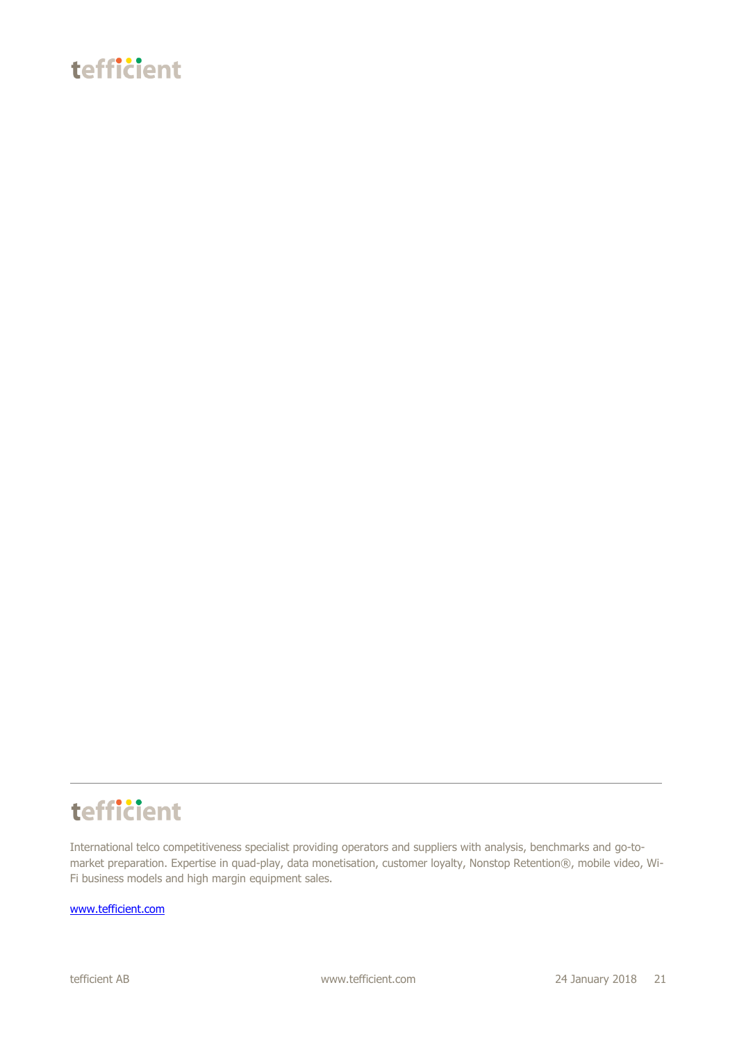tefficient

International telco competitiveness specialist providing operators and suppliers with analysis, benchmarks and go-to-market preparation. Expertise in quad-play, data monetisation, customer loyalty, Nonstop Retention®, mobile video, Wi-Fi business models and high margin equipment sales.

[www.tefficient.com](http://www.tefficient.com)